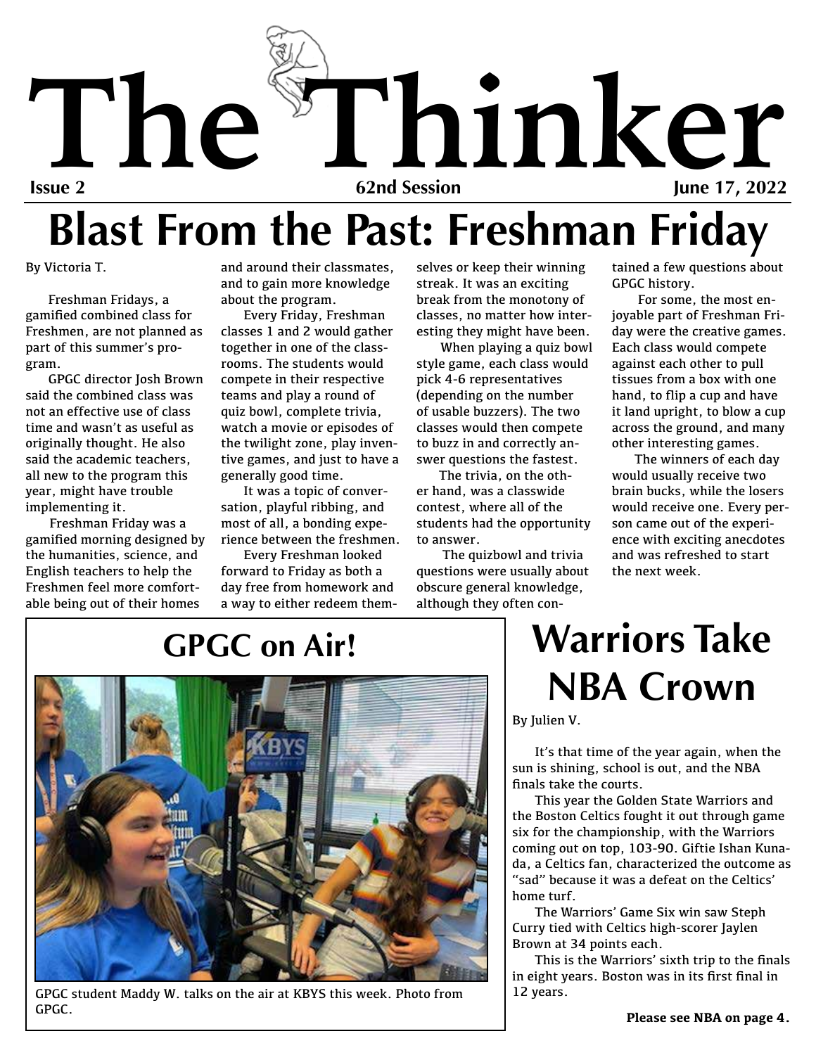# The Thinker

**Issue 2** | **62nd Session** | **June 17, 2022**

# Blast From the Past: Freshman Friday

By Victoria T.

Freshman Fridays, a gamified combined class for Freshmen, are not planned as part of this summer's program.

GPGC director Josh Brown said the combined class was not an effective use of class time and wasn't as useful as originally thought. He also said the academic teachers, all new to the program this year, might have trouble implementing it.

Freshman Friday was a gamified morning designed by the humanities, science, and English teachers to help the Freshmen feel more comfortable being out of their homes and around their classmates, and to gain more knowledge about the program.

Every Friday, Freshman classes 1 and 2 would gather together in one of the classrooms. The students would compete in their respective teams and play a round of quiz bowl, complete trivia, watch a movie or episodes of the twilight zone, play inventive games, and just to have a generally good time.

It was a topic of conversation, playful ribbing, and most of all, a bonding experience between the freshmen.

Every Freshman looked forward to Friday as both a day free from homework and a way to either redeem themselves or keep their winning streak. It was an exciting break from the monotony of classes, no matter how interesting they might have been.

When playing a quiz bowl style game, each class would pick 4-6 representatives (depending on the number of usable buzzers). The two classes would then compete to buzz in and correctly answer questions the fastest.

The trivia, on the other hand, was a classwide contest, where all of the students had the opportunity to answer.

The quizbowl and trivia questions were usually about obscure general knowledge, although they often contained a few questions about GPGC history.

For some, the most enjoyable part of Freshman Friday were the creative games. Each class would compete against each other to pull tissues from a box with one hand, to flip a cup and have it land upright, to blow a cup across the ground, and many other interesting games.

The winners of each day would usually receive two brain bucks, while the losers would receive one. Every person came out of the experience with exciting anecdotes and was refreshed to start the next week.

## GPGC on Air!

GPGC student Maddy W. talks on the air at KBYS this week. Photo from GPGC.

## Warriors Take NBA Crown

By Julien V.

It's that time of the year again, when the sun is shining, school is out, and the NBA finals take the courts.

This year the Golden State Warriors and the Boston Celtics fought it out through game six for the championship, with the Warriors coming out on top, 103-90. Giftie Ishan Kunada, a Celtics fan, characterized the outcome as "sad" because it was a defeat on the Celtics' home turf.

The Warriors' Game Six win saw Steph Curry tied with Celtics high-scorer Jaylen Brown at 34 points each.

This is the Warriors' sixth trip to the finals in eight years. Boston was in its first final in 12 years.

**Please see NBA on page 4.**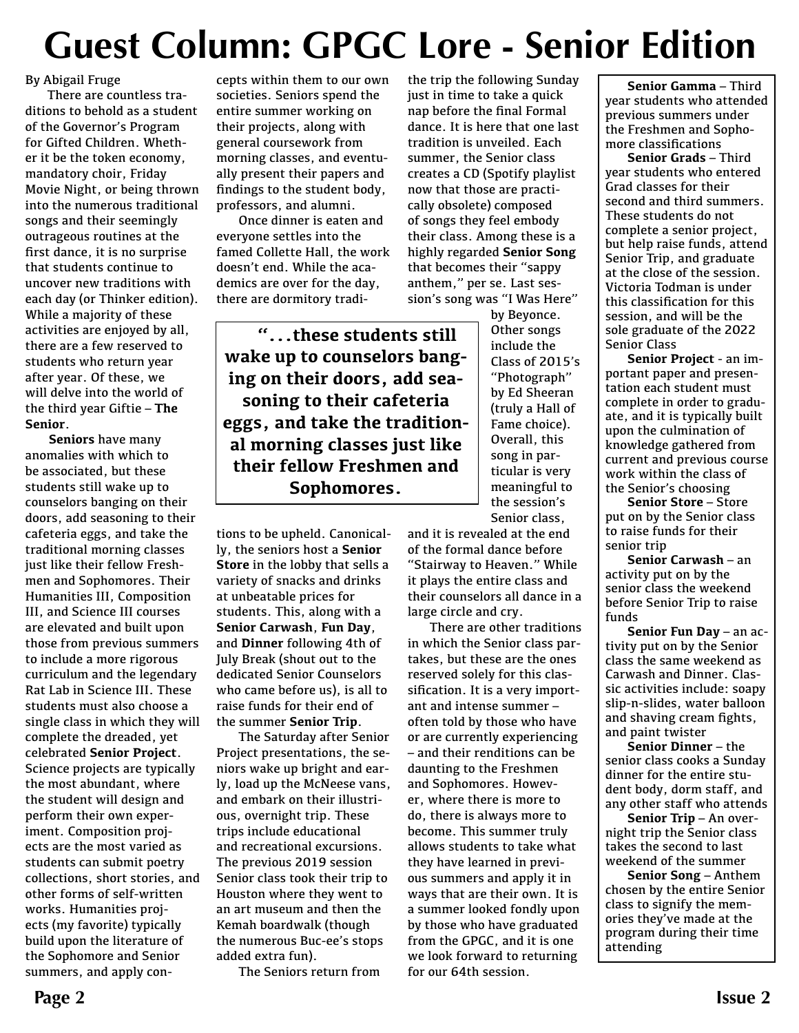# Guest Column: GPGC Lore - Senior Edition

By Abigail Fruge

There are countless traditions to behold as a student of the Governor's Program for Gifted Children. Whether it be the token economy, mandatory choir, Friday Movie Night, or being thrown into the numerous traditional songs and their seemingly outrageous routines at the first dance, it is no surprise that students continue to uncover new traditions with each day (or Thinker edition). While a majority of these activities are enjoyed by all, there are a few reserved to students who return year after year. Of these, we will delve into the world of the third year Giftie – **The Senior**.

**Seniors** have many anomalies with which to be associated, but these students still wake up to counselors banging on their doors, add seasoning to their cafeteria eggs, and take the traditional morning classes just like their fellow Freshmen and Sophomores. Their Humanities III, Composition III, and Science III courses are elevated and built upon those from previous summers to include a more rigorous curriculum and the legendary Rat Lab in Science III. These students must also choose a single class in which they will complete the dreaded, yet celebrated **Senior Project**. Science projects are typically the most abundant, where the student will design and perform their own experiment. Composition projects are the most varied as students can submit poetry collections, short stories, and other forms of self-written works. Humanities projects (my favorite) typically build upon the literature of the Sophomore and Senior summers, and apply concepts within them to our own societies. Seniors spend the entire summer working on their projects, along with general coursework from morning classes, and eventually present their papers and findings to the student body, professors, and alumni.

Once dinner is eaten and everyone settles into the famed Collette Hall, the work doesn't end. While the academics are over for the day, there are dormitory traditions to be upheld. Canonically, the seniors host a **Senior Store** in the lobby that sells a variety of snacks and drinks at unbeatable prices for students. This, along with a **Senior Carwash**, **Fun Day**, and **Dinner** following 4th of July Break (shout out to the dedicated Senior Counselors who came before us), is all to raise funds for their end of the summer **Senior Trip**.

> **"...these students still wake up to counselors banging on their doors, add seasoning to their cafeteria eggs, and take the traditional morning classes just like their fellow Freshmen and Sophomores.**

The Saturday after Senior Project presentations, the seniors wake up bright and early, load up the McNeese vans, and embark on their illustrious, overnight trip. These trips include educational and recreational excursions. The previous 2019 session Senior class took their trip to Houston where they went to an art museum and then the Kemah boardwalk (though the numerous Buc-ee's stops added extra fun).

The Seniors return from the trip the following Sunday just in time to take a quick nap before the final Formal dance. It is here that one last tradition is unveiled. Each summer, the Senior class creates a CD (Spotify playlist now that those are practically obsolete) composed of songs they feel embody their class. Among these is a highly regarded **Senior Song** that becomes their "sappy anthem," per se. Last session's song was "I Was Here" by Beyonce. Other songs include the Class of 2015's "Photograph" by Ed Sheeran (truly a Hall of Fame choice). Overall, this song in particular is very meaningful to the session's Senior class, and it is revealed at the end of the formal dance before "Stairway to Heaven." While it plays the entire class and their counselors all dance in a large circle and cry.

There are other traditions in which the Senior class partakes, but these are the ones reserved solely for this classification. It is a very important and intense summer – often told by those who have or are currently experiencing – and their renditions can be daunting to the Freshmen and Sophomores. However, where there is more to do, there is always more to become. This summer truly allows students to take what they have learned in previous summers and apply it in ways that are their own. It is a summer looked fondly upon by those who have graduated from the GPGC, and it is one we look forward to returning for our 64th session.

**Senior Gamma** – Third year students who attended previous summers under the Freshmen and Sophomore classifications

**Senior Grads** – Third year students who entered Grad classes for their second and third summers. These students do not complete a senior project, but help raise funds, attend Senior Trip, and graduate at the close of the session. Victoria Todman is under this classification for this session, and will be the sole graduate of the 2022 Senior Class

**Senior Project** - an important paper and presentation each student must complete in order to graduate, and it is typically built upon the culmination of knowledge gathered from current and previous course work within the class of the Senior's choosing

**Senior Store** – Store put on by the Senior class to raise funds for their senior trip

**Senior Carwash** – an activity put on by the senior class the weekend before Senior Trip to raise funds

**Senior Fun Day** – an activity put on by the Senior class the same weekend as Carwash and Dinner. Classic activities include: soapy slip-n-slides, water balloon and shaving cream fights, and paint twister

**Senior Dinner** – the senior class cooks a Sunday dinner for the entire student body, dorm staff, and any other staff who attends

**Senior Trip** – An overnight trip the Senior class takes the second to last weekend of the summer

**Senior Song** – Anthem chosen by the entire Senior class to signify the memories they've made at the program during their time attending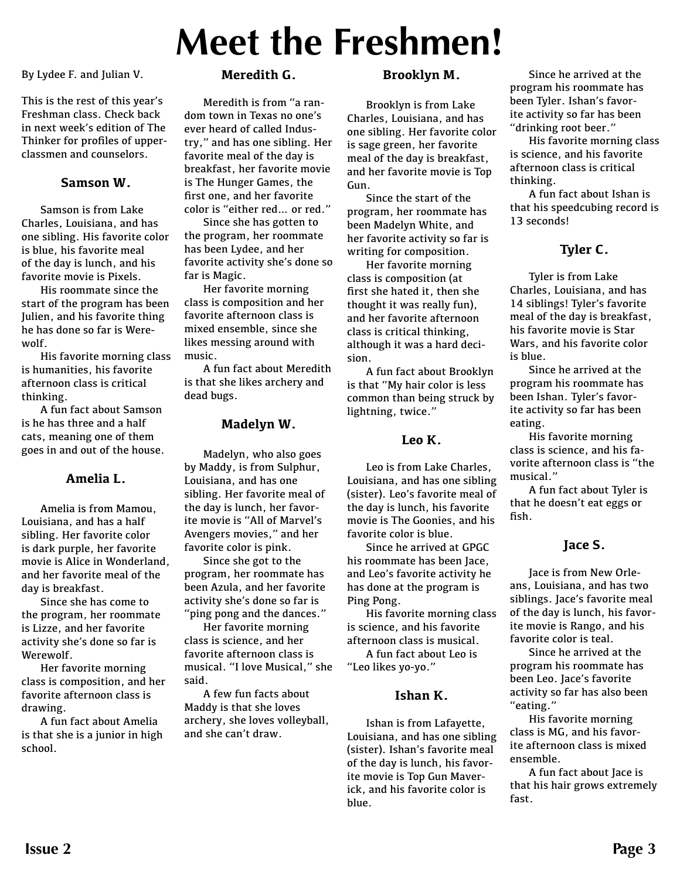# Meet the Freshmen!

By Lydee F. and Julian V.

This is the rest of this year's Freshman class. Check back in next week's edition of The Thinker for profiles of upperclassmen and counselors.

### Samson W.

Samson is from Lake Charles, Louisiana, and has one sibling. His favorite color is blue, his favorite meal of the day is lunch, and his favorite movie is Pixels.

His roommate since the start of the program has been Julien, and his favorite thing he has done so far is Werewolf.

His favorite morning class is humanities, his favorite afternoon class is critical thinking.

A fun fact about Samson is he has three and a half cats, meaning one of them goes in and out of the house.

### Amelia L.

Amelia is from Mamou, Louisiana, and has a half sibling. Her favorite color is dark purple, her favorite movie is Alice in Wonderland, and her favorite meal of the day is breakfast.

Since she has come to the program, her roommate is Lizze, and her favorite activity she's done so far is Werewolf.

Her favorite morning class is composition, and her favorite afternoon class is drawing.

A fun fact about Amelia is that she is a junior in high school.

### Meredith G.

Meredith is from "a random town in Texas no one's ever heard of called Industry," and has one sibling. Her favorite meal of the day is breakfast, her favorite movie is The Hunger Games, the first one, and her favorite color is "either red... or red."

Since she has gotten to the program, her roommate has been Lydee, and her favorite activity she's done so far is Magic.

Her favorite morning class is composition and her favorite afternoon class is mixed ensemble, since she likes messing around with music.

A fun fact about Meredith is that she likes archery and dead bugs.

### Madelyn W.

Madelyn, who also goes by Maddy, is from Sulphur, Louisiana, and has one sibling. Her favorite meal of the day is lunch, her favorite movie is "All of Marvel's Avengers movies," and her favorite color is pink.

Since she got to the program, her roommate has been Azula, and her favorite activity she's done so far is "ping pong and the dances."

Her favorite morning class is science, and her favorite afternoon class is musical. "I love Musical," she said.

A few fun facts about Maddy is that she loves archery, she loves volleyball, and she can't draw.

### Brooklyn M.

Brooklyn is from Lake Charles, Louisiana, and has one sibling. Her favorite color is sage green, her favorite meal of the day is breakfast, and her favorite movie is Top Gun.

Since the start of the program, her roommate has been Madelyn White, and her favorite activity so far is writing for composition.

Her favorite morning class is composition (at first she hated it, then she thought it was really fun), and her favorite afternoon class is critical thinking, although it was a hard decision.

A fun fact about Brooklyn is that "My hair color is less common than being struck by lightning, twice."

### Leo K.

Leo is from Lake Charles, Louisiana, and has one sibling (sister). Leo's favorite meal of the day is lunch, his favorite movie is The Goonies, and his favorite color is blue.

Since he arrived at GPGC his roommate has been Jace, and Leo's favorite activity he has done at the program is Ping Pong.

His favorite morning class is science, and his favorite afternoon class is musical.

A fun fact about Leo is "Leo likes yo-yo."

### Ishan K.

Ishan is from Lafayette, Louisiana, and has one sibling (sister). Ishan's favorite meal of the day is lunch, his favorite movie is Top Gun Maverick, and his favorite color is blue.

Since he arrived at the program his roommate has been Tyler. Ishan's favorite activity so far has been "drinking root beer."

His favorite morning class is science, and his favorite afternoon class is critical thinking.

A fun fact about Ishan is that his speedcubing record is 13 seconds!

### Tyler C.

Tyler is from Lake Charles, Louisiana, and has 14 siblings! Tyler's favorite meal of the day is breakfast, his favorite movie is Star Wars, and his favorite color is blue.

Since he arrived at the program his roommate has been Ishan. Tyler's favorite activity so far has been eating.

His favorite morning class is science, and his favorite afternoon class is "the musical."

A fun fact about Tyler is that he doesn't eat eggs or fish.

### Jace S.

Jace is from New Orleans, Louisiana, and has two siblings. Jace's favorite meal of the day is lunch, his favorite movie is Rango, and his favorite color is teal.

Since he arrived at the program his roommate has been Leo. Jace's favorite activity so far has also been "eating."

His favorite morning class is MG, and his favorite afternoon class is mixed ensemble.

A fun fact about Jace is that his hair grows extremely fast.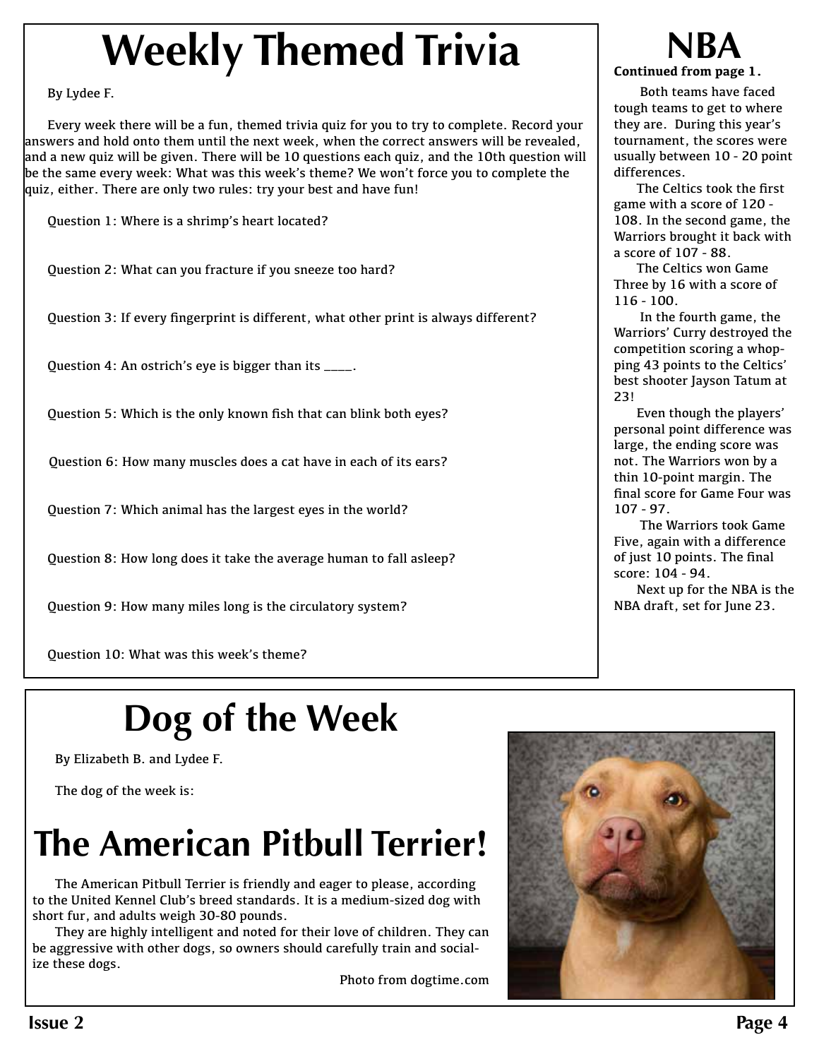# Weekly Themed Trivia

By Lydee F.

Every week there will be a fun, themed trivia quiz for you to try to complete. Record your answers and hold onto them until the next week, when the correct answers will be revealed, and a new quiz will be given. There will be 10 questions each quiz, and the 10th question will be the same every week: What was this week's theme? We won't force you to complete the quiz, either. There are only two rules: try your best and have fun!

Question 1: Where is a shrimp's heart located?

Question 2: What can you fracture if you sneeze too hard?

Question 3: If every fingerprint is different, what other print is always different?

Question 4: An ostrich's eye is bigger than its ____.

Question 5: Which is the only known fish that can blink both eyes?

Question 6: How many muscles does a cat have in each of its ears?

Question 7: Which animal has the largest eyes in the world?

Question 8: How long does it take the average human to fall asleep?

Question 9: How many miles long is the circulatory system?

Question 10: What was this week's theme?

# NBA

**Continued from page 1.**

Both teams have faced tough teams to get to where they are. During this year's tournament, the scores were usually between 10 - 20 point differences.

The Celtics took the first game with a score of 120 - 108. In the second game, the Warriors brought it back with a score of 107 - 88.

The Celtics won Game Three by 16 with a score of 116 - 100.

In the fourth game, the Warriors' Curry destroyed the competition scoring a whopping 43 points to the Celtics' best shooter Jayson Tatum at 23!

Even though the players' personal point difference was large, the ending score was not. The Warriors won by a thin 10-point margin. The final score for Game Four was 107 - 97.

The Warriors took Game Five, again with a difference of just 10 points. The final score: 104 - 94.

Next up for the NBA is the NBA draft, set for June 23.

# Dog of the Week

By Elizabeth B. and Lydee F.

The dog of the week is:

# The American Pitbull Terrier!

The American Pitbull Terrier is friendly and eager to please, according to the United Kennel Club's breed standards. It is a medium-sized dog with short fur, and adults weigh 30-80 pounds.

They are highly intelligent and noted for their love of children. They can be aggressive with other dogs, so owners should carefully train and socialize these dogs.

Photo from dogtime.com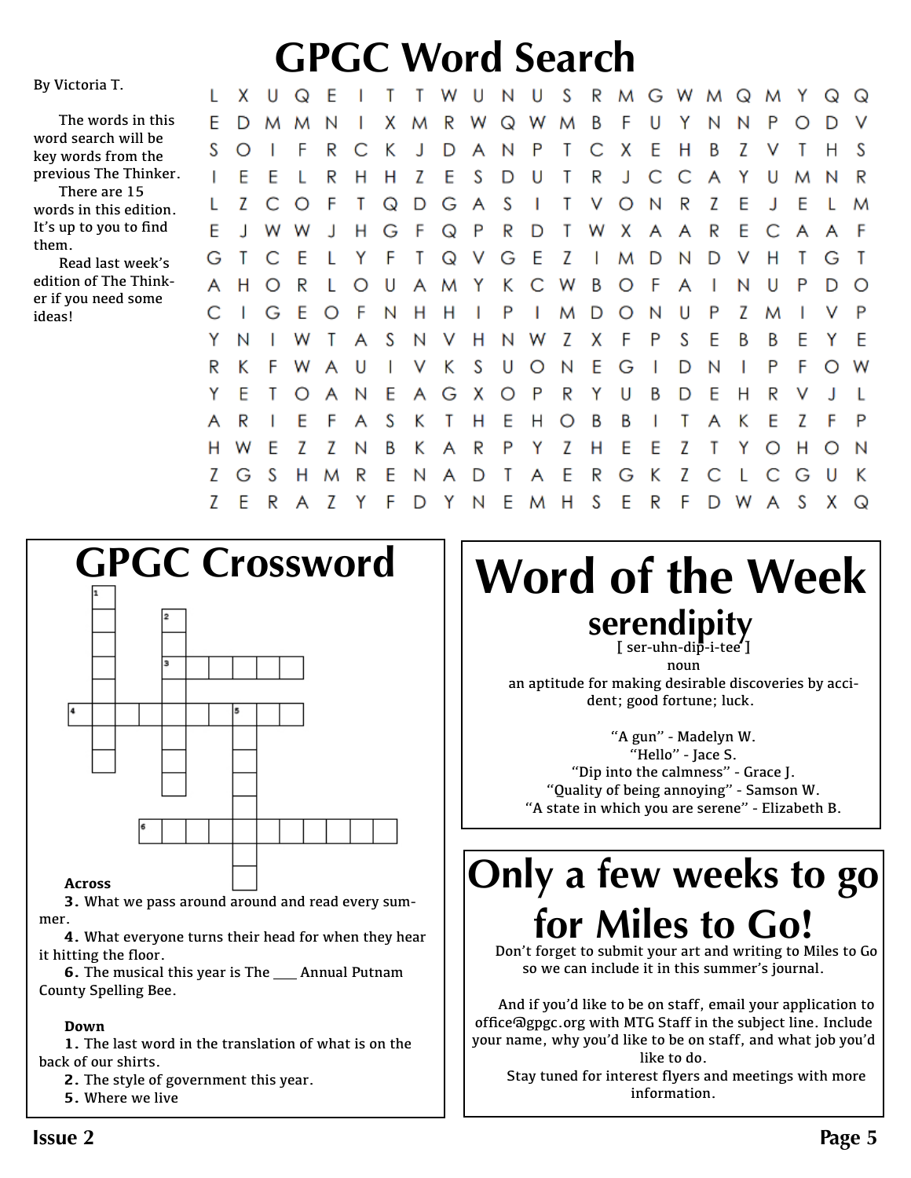# GPGC Word Search

By Victoria T.

The words in this word search will be key words from the previous The Thinker.

There are 15 words in this edition. It's up to you to find them.

Read last week's edition of The Thinker if you need some ideas!

```
L X U Q E I T T W U N U S R M G W M Q M Y Q Q
E D M M N I X M R W Q W M B F U Y N N P O D V
S O I F R C K J D A N P T C X E H B Z V T H S
I E E L R H H Z E S D U T R J C C A Y U M N R
L Z C O F T Q D G A S I T V O N R Z E J E L M
E J W W J H G F Q P R D T W X A A R E C A A F
G T C E L Y F T Q V G E Z I M D N D V H T G T
A H O R L O U A M Y K C W B O F A I N U P D O
C I G E O F N H H I P I M D O N U P Z M I V P
Y N I W T A S N V H N W Z X F P S E B B E Y E
R K F W A U I V K S U O N E G I D N I P F O W
Y E T O A N E A G X O P R Y U B D E H R V J L
A R I E F A S K T H E H O B B I T A K E Z F P
H W E Z Z N B K A R P Y Z H E E Z T Y O H O N
Z G S H M R E N A D T A E R G K Z C L C G U K
Z E R A Z Y F D Y N E M H S E R F D W A S X Q
```

# GPGC Crossword

**Across**

**3.** What we pass around around and read every summer.

**4.** What everyone turns their head for when they hear it hitting the floor.

**6.** The musical this year is The ___ Annual Putnam County Spelling Bee.

**Down**

**1.** The last word in the translation of what is on the back of our shirts.

**2.** The style of government this year.

**5.** Where we live

# Word of the Week

## serendipity

[ ser-uhn-dip-i-tee ]

noun

an aptitude for making desirable discoveries by accident; good fortune; luck.

"A gun" - Madelyn W.

"Hello" - Jace S.

"Dip into the calmness" - Grace J.

"Quality of being annoying" - Samson W.

"A state in which you are serene" - Elizabeth B.

# Only a few weeks to go for Miles to Go!

Don't forget to submit your art and writing to Miles to Go so we can include it in this summer's journal.

And if you'd like to be on staff, email your application to office@gpgc.org with MTG Staff in the subject line. Include your name, why you'd like to be on staff, and what job you'd like to do.

Stay tuned for interest flyers and meetings with more information.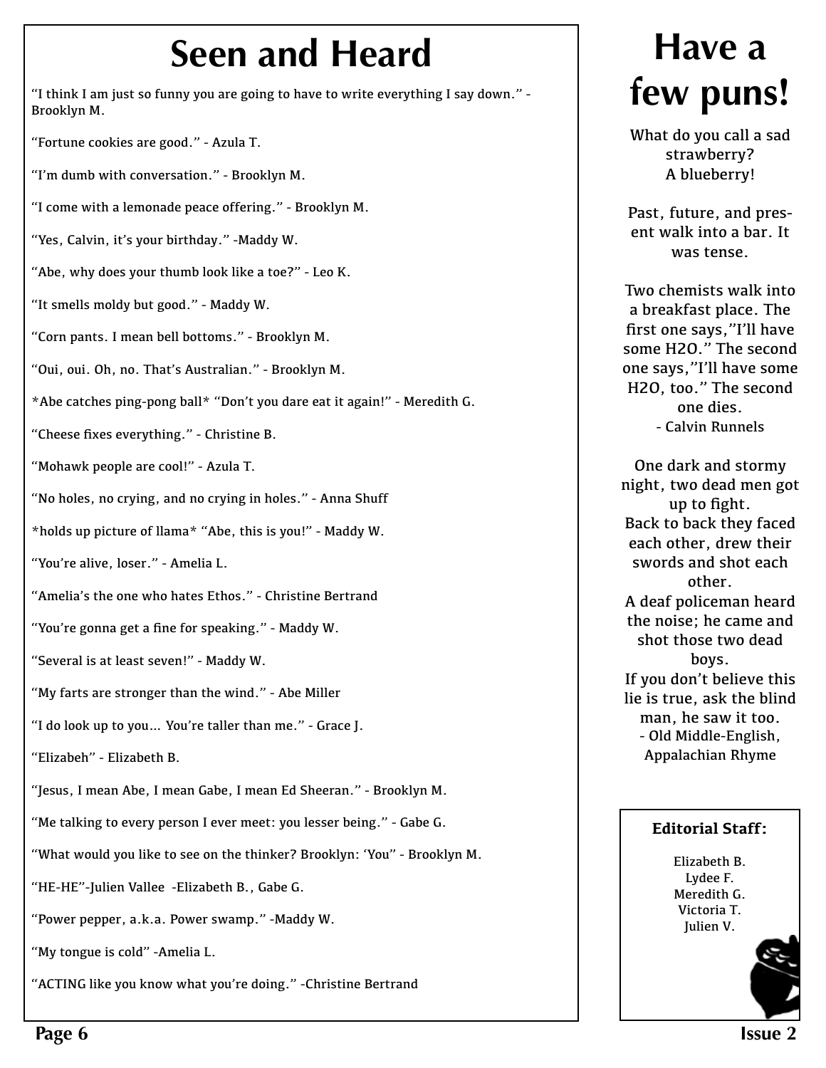# Seen and Heard

"I think I am just so funny you are going to have to write everything I say down." - Brooklyn M.

"Fortune cookies are good." - Azula T.

"I'm dumb with conversation." - Brooklyn M.

"I come with a lemonade peace offering." - Brooklyn M.

"Yes, Calvin, it's your birthday." -Maddy W.

"Abe, why does your thumb look like a toe?" - Leo K.

"It smells moldy but good." - Maddy W.

"Corn pants. I mean bell bottoms." - Brooklyn M.

"Oui, oui. Oh, no. That's Australian." - Brooklyn M.

*Abe catches ping-pong ball* "Don't you dare eat it again!" - Meredith G.

"Cheese fixes everything." - Christine B.

"Mohawk people are cool!" - Azula T.

"No holes, no crying, and no crying in holes." - Anna Shuff

*holds up picture of llama* "Abe, this is you!" - Maddy W.

"You're alive, loser." - Amelia L.

"Amelia's the one who hates Ethos." - Christine Bertrand

"You're gonna get a fine for speaking." - Maddy W.

"Several is at least seven!" - Maddy W.

"My farts are stronger than the wind." - Abe Miller

"I do look up to you... You're taller than me." - Grace J.

"Elizabeh" - Elizabeth B.

"Jesus, I mean Abe, I mean Gabe, I mean Ed Sheeran." - Brooklyn M.

"Me talking to every person I ever meet: you lesser being." - Gabe G.

"What would you like to see on the thinker? Brooklyn: 'You" - Brooklyn M.

"HE-HE"-Julien Vallee -Elizabeth B., Gabe G.

"Power pepper, a.k.a. Power swamp." -Maddy W.

"My tongue is cold" -Amelia L.

"ACTING like you know what you're doing." -Christine Bertrand

# Have a few puns!

What do you call a sad strawberry?
A blueberry!

Past, future, and present walk into a bar. It was tense.

Two chemists walk into a breakfast place. The first one says,"I'll have some H2O." The second one says,"I'll have some H2O, too." The second one dies.
- Calvin Runnels

One dark and stormy night, two dead men got up to fight.
Back to back they faced each other, drew their swords and shot each other.
A deaf policeman heard the noise; he came and shot those two dead boys.
If you don't believe this lie is true, ask the blind man, he saw it too.
- Old Middle-English, Appalachian Rhyme

**Editorial Staff:**

Elizabeth B.
Lydee F.
Meredith G.
Victoria T.
Julien V.